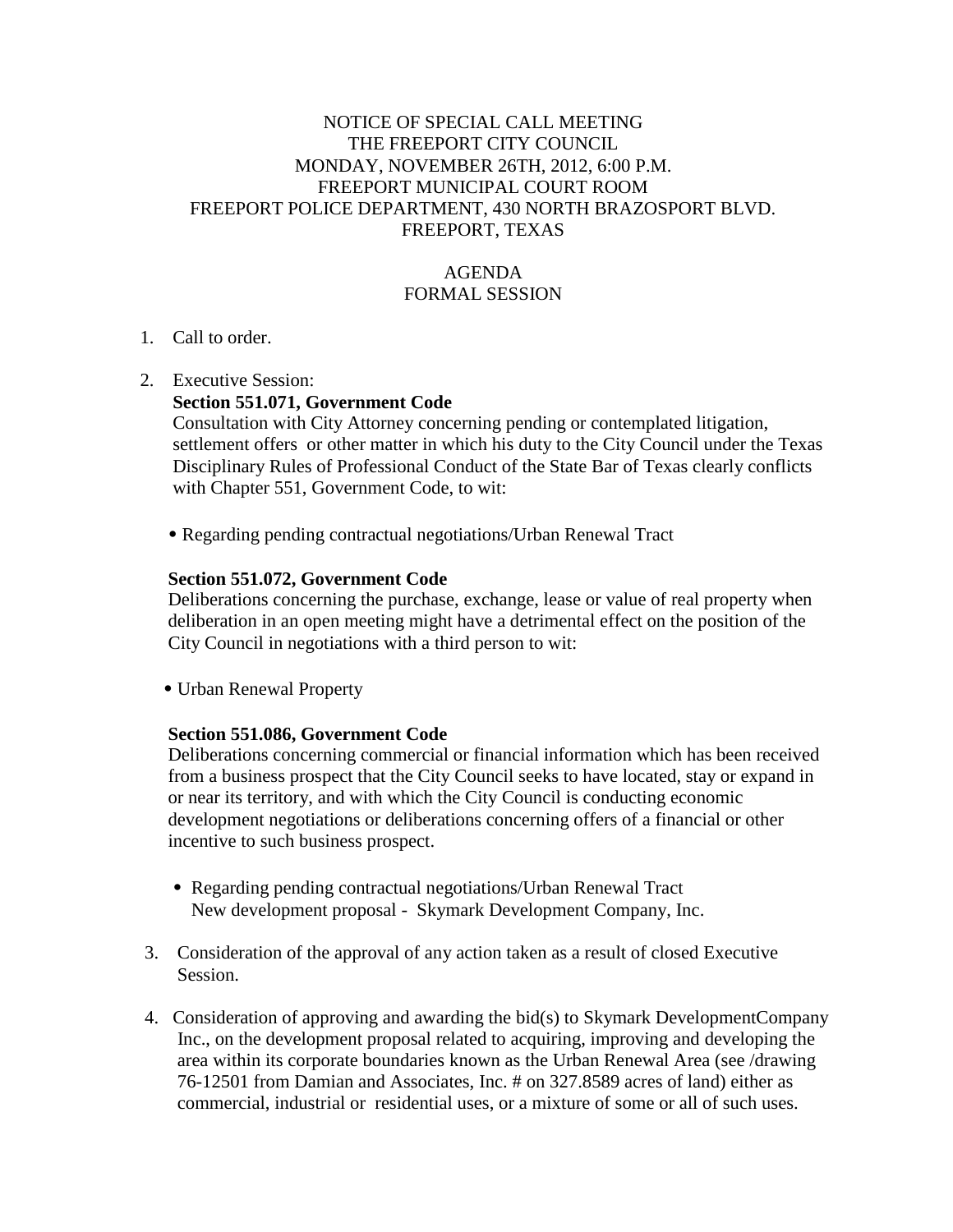NOTICE OF SPECIAL CALL MEETING
THE FREEPORT CITY COUNCIL
MONDAY, NOVEMBER 26TH, 2012, 6:00 P.M.
FREEPORT MUNICIPAL COURT ROOM
FREEPORT POLICE DEPARTMENT, 430 NORTH BRAZOSPORT BLVD.
FREEPORT, TEXAS

AGENDA
FORMAL SESSION

1. Call to order.

2. Executive Session:

   **Section 551.071, Government Code**
   Consultation with City Attorney concerning pending or contemplated litigation, settlement offers or other matter in which his duty to the City Council under the Texas Disciplinary Rules of Professional Conduct of the State Bar of Texas clearly conflicts with Chapter 551, Government Code, to wit:

   - Regarding pending contractual negotiations/Urban Renewal Tract

   **Section 551.072, Government Code**
   Deliberations concerning the purchase, exchange, lease or value of real property when deliberation in an open meeting might have a detrimental effect on the position of the City Council in negotiations with a third person to wit:

   - Urban Renewal Property

   **Section 551.086, Government Code**
   Deliberations concerning commercial or financial information which has been received from a business prospect that the City Council seeks to have located, stay or expand in or near its territory, and with which the City Council is conducting economic development negotiations or deliberations concerning offers of a financial or other incentive to such business prospect.

   - Regarding pending contractual negotiations/Urban Renewal Tract
     New development proposal - Skymark Development Company, Inc.

3. Consideration of the approval of any action taken as a result of closed Executive Session.

4. Consideration of approving and awarding the bid(s) to Skymark DevelopmentCompany Inc., on the development proposal related to acquiring, improving and developing the area within its corporate boundaries known as the Urban Renewal Area (see /drawing 76-12501 from Damian and Associates, Inc. # on 327.8589 acres of land) either as commercial, industrial or residential uses, or a mixture of some or all of such uses.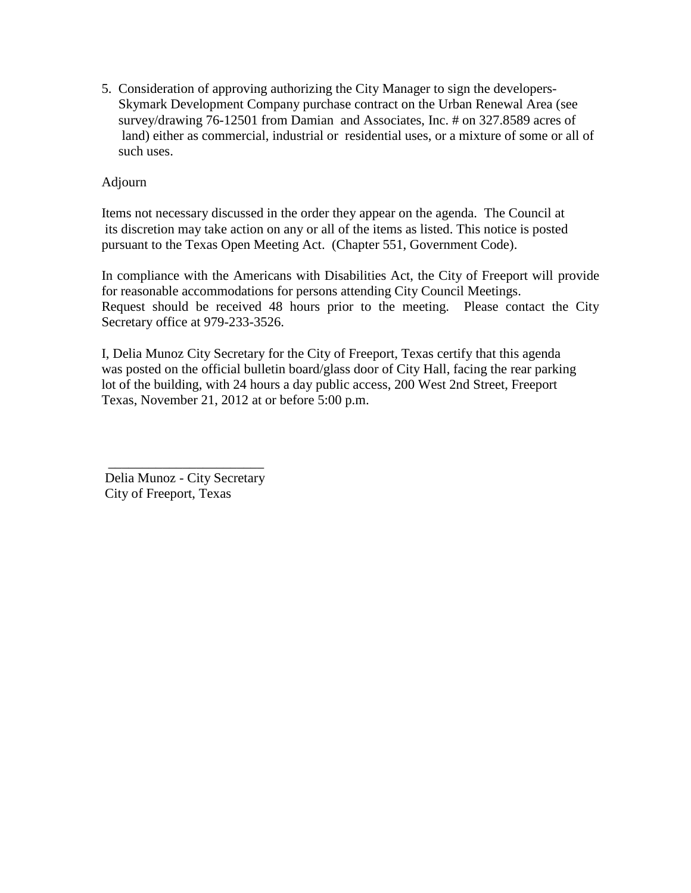5. Consideration of approving authorizing the City Manager to sign the developers-Skymark Development Company purchase contract on the Urban Renewal Area (see survey/drawing 76-12501 from Damian and Associates, Inc. # on 327.8589 acres of land) either as commercial, industrial or residential uses, or a mixture of some or all of such uses.

Adjourn

Items not necessary discussed in the order they appear on the agenda. The Council at its discretion may take action on any or all of the items as listed. This notice is posted pursuant to the Texas Open Meeting Act. (Chapter 551, Government Code).

In compliance with the Americans with Disabilities Act, the City of Freeport will provide for reasonable accommodations for persons attending City Council Meetings. Request should be received 48 hours prior to the meeting. Please contact the City Secretary office at 979-233-3526.

I, Delia Munoz City Secretary for the City of Freeport, Texas certify that this agenda was posted on the official bulletin board/glass door of City Hall, facing the rear parking lot of the building, with 24 hours a day public access, 200 West 2nd Street, Freeport Texas, November 21, 2012 at or before 5:00 p.m.

_______________________

Delia Munoz - City Secretary
City of Freeport, Texas